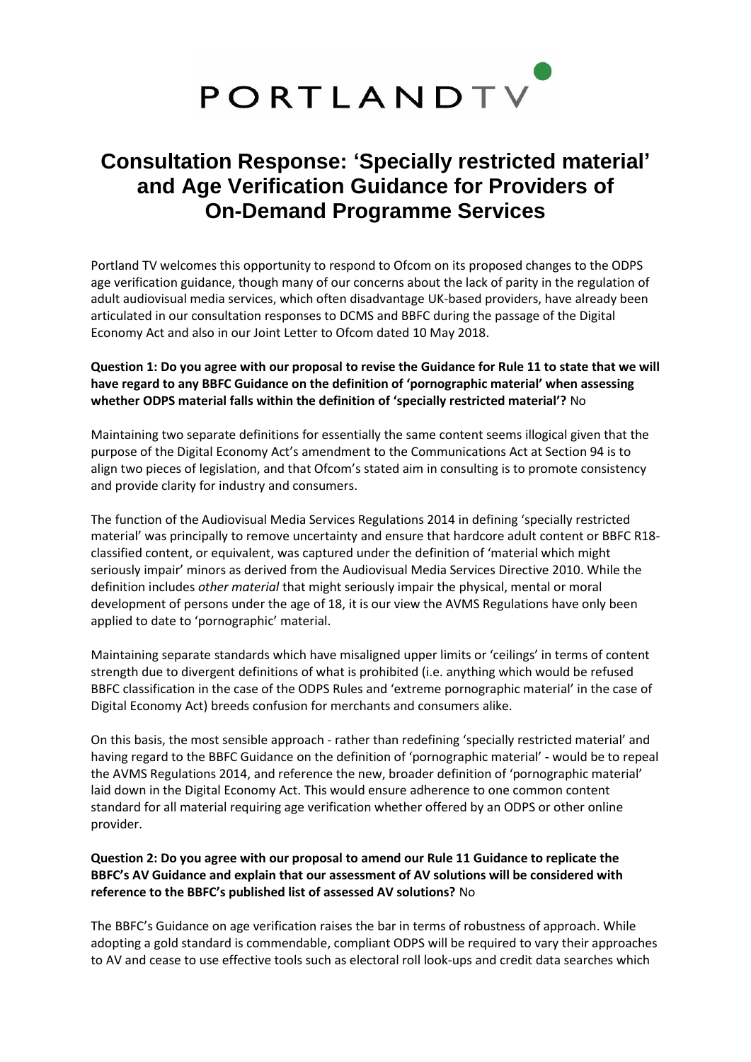PORTLANDTV

# Consultation Response: 'Specially restricted material' and Age Verification Guidance for Providers of On-Demand Programme Services

Portland TV welcomes this opportunity to respond to Ofcom on its proposed changes to the ODPS age verification guidance, though many of our concerns about the lack of parity in the regulation of adult audiovisual media services, which often disadvantage UK-based providers, have already been articulated in our consultation responses to DCMS and BBFC during the passage of the Digital Economy Act and also in our Joint Letter to Ofcom dated 10 May 2018.

**Question 1: Do you agree with our proposal to revise the Guidance for Rule 11 to state that we will have regard to any BBFC Guidance on the definition of 'pornographic material' when assessing whether ODPS material falls within the definition of 'specially restricted material'?** No

Maintaining two separate definitions for essentially the same content seems illogical given that the purpose of the Digital Economy Act's amendment to the Communications Act at Section 94 is to align two pieces of legislation, and that Ofcom's stated aim in consulting is to promote consistency and provide clarity for industry and consumers.

The function of the Audiovisual Media Services Regulations 2014 in defining 'specially restricted material' was principally to remove uncertainty and ensure that hardcore adult content or BBFC R18-classified content, or equivalent, was captured under the definition of 'material which might seriously impair' minors as derived from the Audiovisual Media Services Directive 2010. While the definition includes *other material* that might seriously impair the physical, mental or moral development of persons under the age of 18, it is our view the AVMS Regulations have only been applied to date to 'pornographic' material.

Maintaining separate standards which have misaligned upper limits or 'ceilings' in terms of content strength due to divergent definitions of what is prohibited (i.e. anything which would be refused BBFC classification in the case of the ODPS Rules and 'extreme pornographic material' in the case of Digital Economy Act) breeds confusion for merchants and consumers alike.

On this basis, the most sensible approach - rather than redefining 'specially restricted material' and having regard to the BBFC Guidance on the definition of 'pornographic material' **-** would be to repeal the AVMS Regulations 2014, and reference the new, broader definition of 'pornographic material' laid down in the Digital Economy Act. This would ensure adherence to one common content standard for all material requiring age verification whether offered by an ODPS or other online provider.

**Question 2: Do you agree with our proposal to amend our Rule 11 Guidance to replicate the BBFC's AV Guidance and explain that our assessment of AV solutions will be considered with reference to the BBFC's published list of assessed AV solutions?** No

The BBFC's Guidance on age verification raises the bar in terms of robustness of approach. While adopting a gold standard is commendable, compliant ODPS will be required to vary their approaches to AV and cease to use effective tools such as electoral roll look-ups and credit data searches which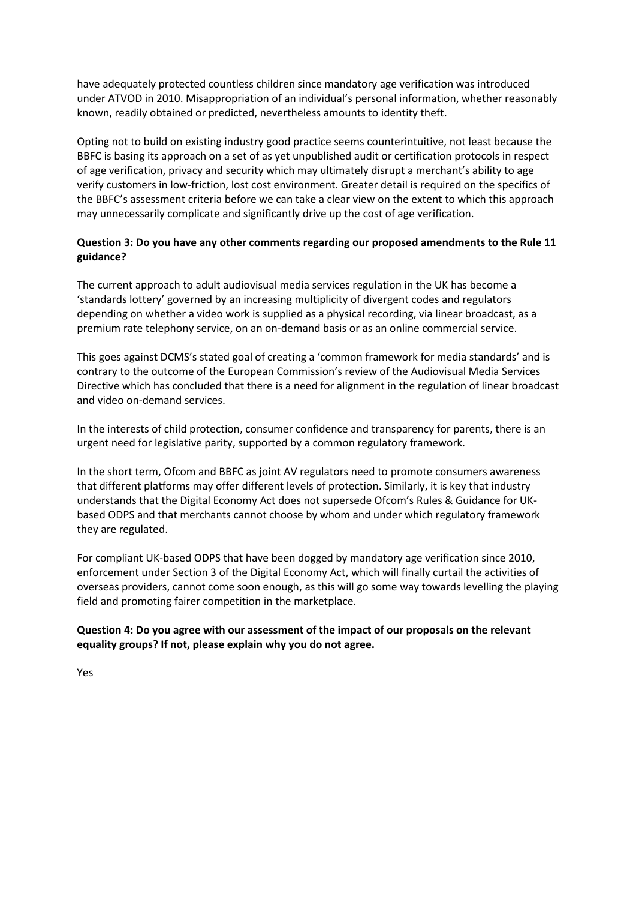have adequately protected countless children since mandatory age verification was introduced under ATVOD in 2010. Misappropriation of an individual's personal information, whether reasonably known, readily obtained or predicted, nevertheless amounts to identity theft.

Opting not to build on existing industry good practice seems counterintuitive, not least because the BBFC is basing its approach on a set of as yet unpublished audit or certification protocols in respect of age verification, privacy and security which may ultimately disrupt a merchant's ability to age verify customers in low-friction, lost cost environment. Greater detail is required on the specifics of the BBFC's assessment criteria before we can take a clear view on the extent to which this approach may unnecessarily complicate and significantly drive up the cost of age verification.

**Question 3: Do you have any other comments regarding our proposed amendments to the Rule 11 guidance?**

The current approach to adult audiovisual media services regulation in the UK has become a 'standards lottery' governed by an increasing multiplicity of divergent codes and regulators depending on whether a video work is supplied as a physical recording, via linear broadcast, as a premium rate telephony service, on an on-demand basis or as an online commercial service.

This goes against DCMS's stated goal of creating a 'common framework for media standards' and is contrary to the outcome of the European Commission's review of the Audiovisual Media Services Directive which has concluded that there is a need for alignment in the regulation of linear broadcast and video on-demand services.

In the interests of child protection, consumer confidence and transparency for parents, there is an urgent need for legislative parity, supported by a common regulatory framework.

In the short term, Ofcom and BBFC as joint AV regulators need to promote consumers awareness that different platforms may offer different levels of protection. Similarly, it is key that industry understands that the Digital Economy Act does not supersede Ofcom's Rules & Guidance for UK-based ODPS and that merchants cannot choose by whom and under which regulatory framework they are regulated.

For compliant UK-based ODPS that have been dogged by mandatory age verification since 2010, enforcement under Section 3 of the Digital Economy Act, which will finally curtail the activities of overseas providers, cannot come soon enough, as this will go some way towards levelling the playing field and promoting fairer competition in the marketplace.

**Question 4: Do you agree with our assessment of the impact of our proposals on the relevant equality groups? If not, please explain why you do not agree.**

Yes